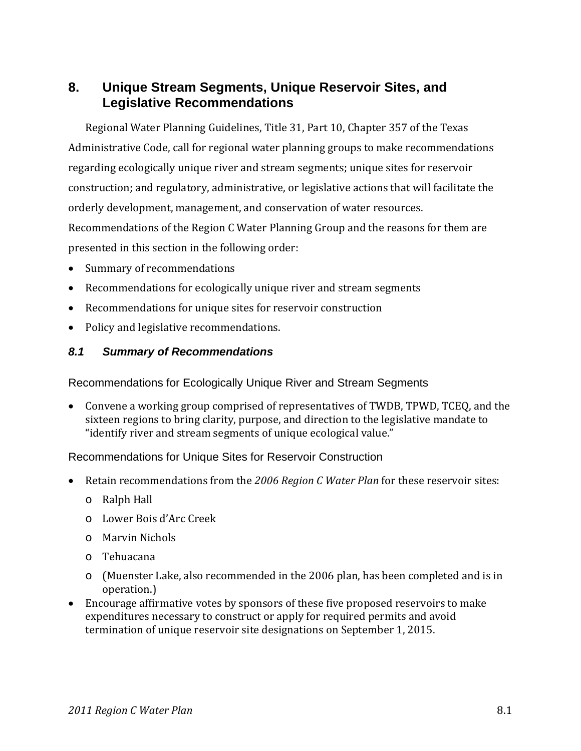# 8. Unique Stream Segments, Unique Reservoir Sites, and Legislative Recommendations

Regional Water Planning Guidelines, Title 31, Part 10, Chapter 357 of the Texas Administrative Code, call for regional water planning groups to make recommendations regarding ecologically unique river and stream segments; unique sites for reservoir construction; and regulatory, administrative, or legislative actions that will facilitate the orderly development, management, and conservation of water resources. Recommendations of the Region C Water Planning Group and the reasons for them are presented in this section in the following order:

- Summary of recommendations
- Recommendations for ecologically unique river and stream segments
- Recommendations for unique sites for reservoir construction
- Policy and legislative recommendations.

## *8.1 Summary of Recommendations*

### Recommendations for Ecologically Unique River and Stream Segments

- Convene a working group comprised of representatives of TWDB, TPWD, TCEQ, and the sixteen regions to bring clarity, purpose, and direction to the legislative mandate to "identify river and stream segments of unique ecological value."

### Recommendations for Unique Sites for Reservoir Construction

- Retain recommendations from the *2006 Region C Water Plan* for these reservoir sites:
  - Ralph Hall
  - Lower Bois d'Arc Creek
  - Marvin Nichols
  - Tehuacana
  - (Muenster Lake, also recommended in the 2006 plan, has been completed and is in operation.)
- Encourage affirmative votes by sponsors of these five proposed reservoirs to make expenditures necessary to construct or apply for required permits and avoid termination of unique reservoir site designations on September 1, 2015.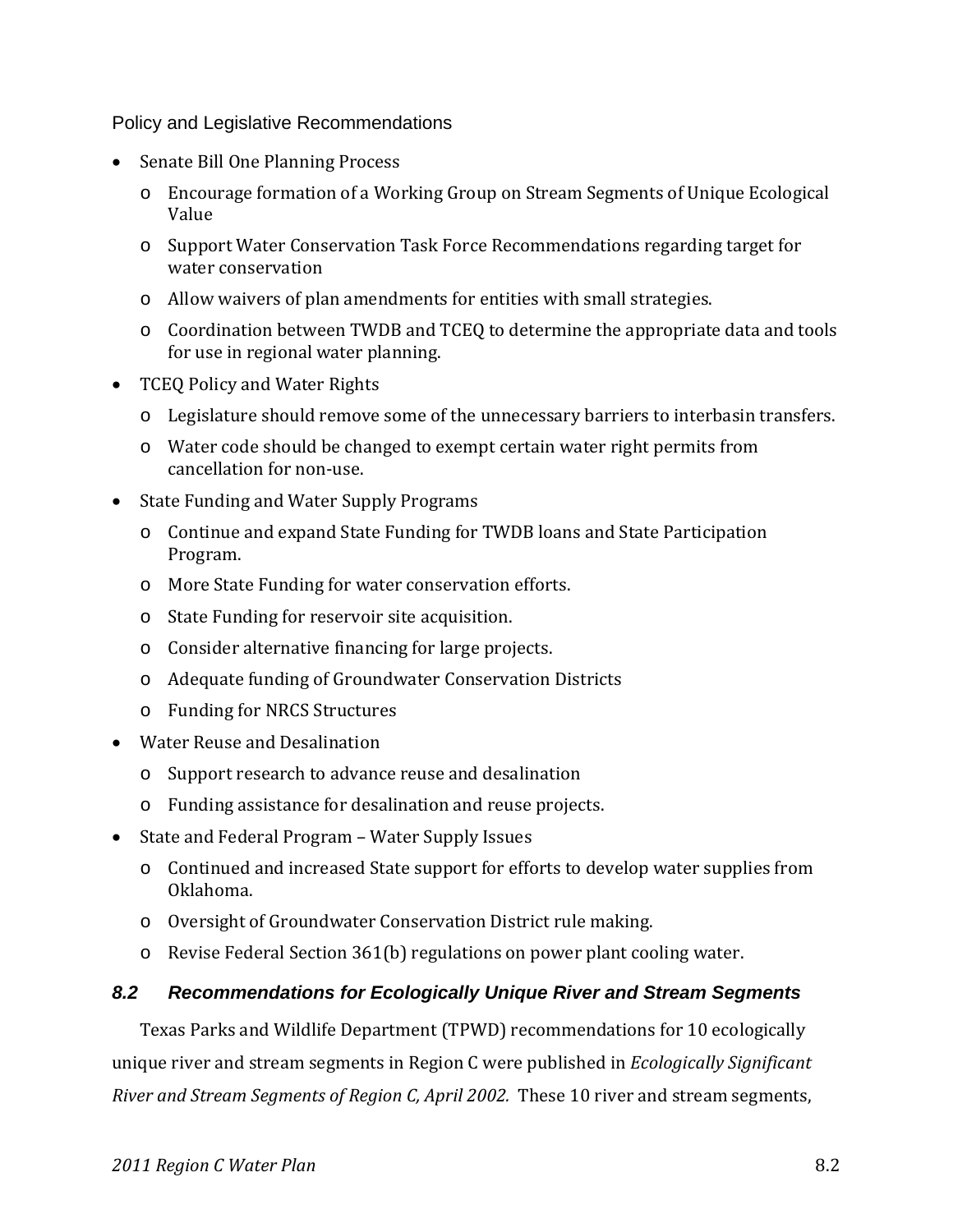Policy and Legislative Recommendations

- Senate Bill One Planning Process
  - Encourage formation of a Working Group on Stream Segments of Unique Ecological Value
  - Support Water Conservation Task Force Recommendations regarding target for water conservation
  - Allow waivers of plan amendments for entities with small strategies.
  - Coordination between TWDB and TCEQ to determine the appropriate data and tools for use in regional water planning.
- TCEQ Policy and Water Rights
  - Legislature should remove some of the unnecessary barriers to interbasin transfers.
  - Water code should be changed to exempt certain water right permits from cancellation for non-use.
- State Funding and Water Supply Programs
  - Continue and expand State Funding for TWDB loans and State Participation Program.
  - More State Funding for water conservation efforts.
  - State Funding for reservoir site acquisition.
  - Consider alternative financing for large projects.
  - Adequate funding of Groundwater Conservation Districts
  - Funding for NRCS Structures
- Water Reuse and Desalination
  - Support research to advance reuse and desalination
  - Funding assistance for desalination and reuse projects.
- State and Federal Program – Water Supply Issues
  - Continued and increased State support for efforts to develop water supplies from Oklahoma.
  - Oversight of Groundwater Conservation District rule making.
  - Revise Federal Section 361(b) regulations on power plant cooling water.

## *8.2 Recommendations for Ecologically Unique River and Stream Segments*

Texas Parks and Wildlife Department (TPWD) recommendations for 10 ecologically unique river and stream segments in Region C were published in *Ecologically Significant River and Stream Segments of Region C, April 2002.* These 10 river and stream segments,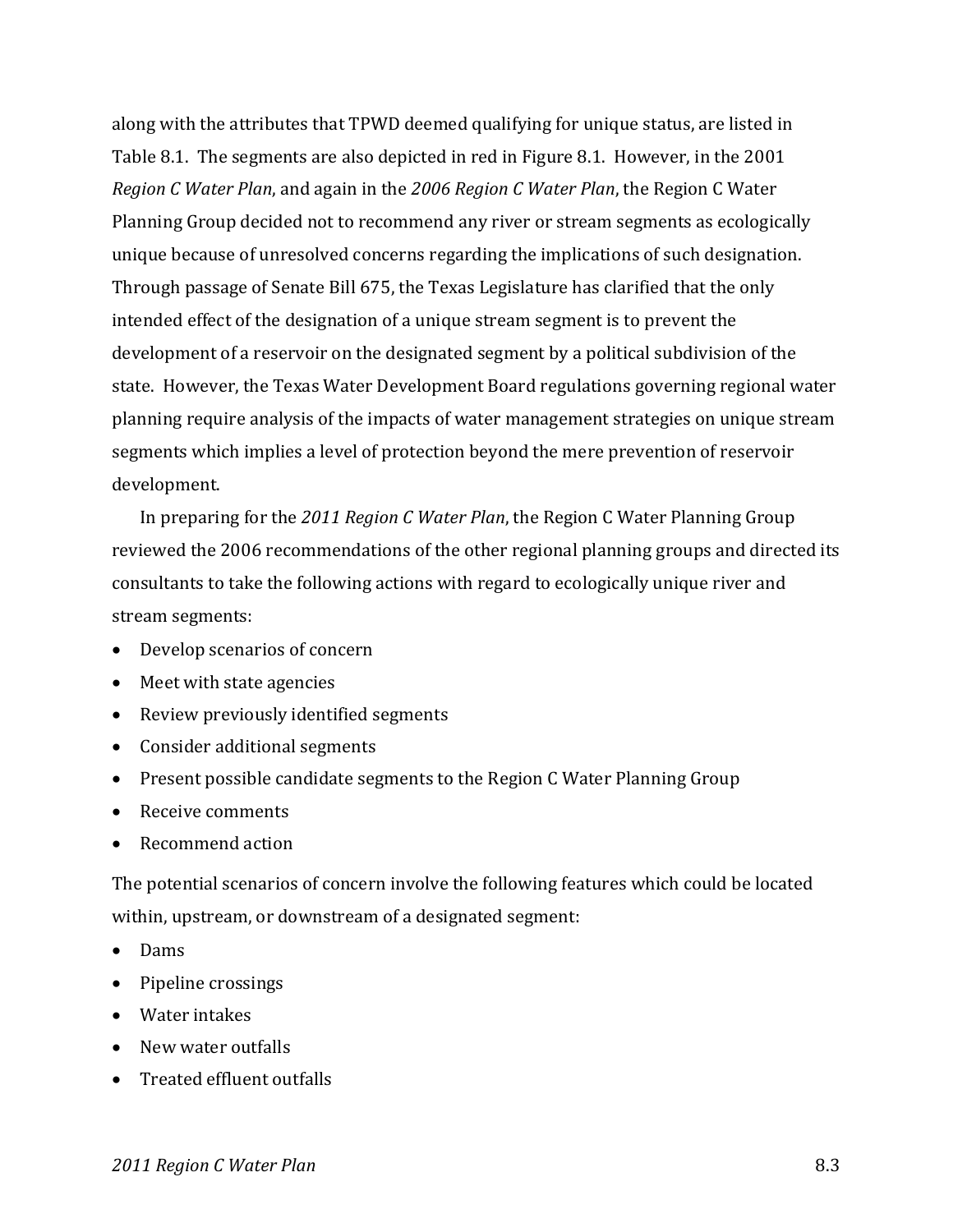along with the attributes that TPWD deemed qualifying for unique status, are listed in Table 8.1. The segments are also depicted in red in Figure 8.1. However, in the 2001 *Region C Water Plan*, and again in the *2006 Region C Water Plan*, the Region C Water Planning Group decided not to recommend any river or stream segments as ecologically unique because of unresolved concerns regarding the implications of such designation. Through passage of Senate Bill 675, the Texas Legislature has clarified that the only intended effect of the designation of a unique stream segment is to prevent the development of a reservoir on the designated segment by a political subdivision of the state. However, the Texas Water Development Board regulations governing regional water planning require analysis of the impacts of water management strategies on unique stream segments which implies a level of protection beyond the mere prevention of reservoir development.

In preparing for the *2011 Region C Water Plan*, the Region C Water Planning Group reviewed the 2006 recommendations of the other regional planning groups and directed its consultants to take the following actions with regard to ecologically unique river and stream segments:

- Develop scenarios of concern
- Meet with state agencies
- Review previously identified segments
- Consider additional segments
- Present possible candidate segments to the Region C Water Planning Group
- Receive comments
- Recommend action

The potential scenarios of concern involve the following features which could be located within, upstream, or downstream of a designated segment:

- Dams
- Pipeline crossings
- Water intakes
- New water outfalls
- Treated effluent outfalls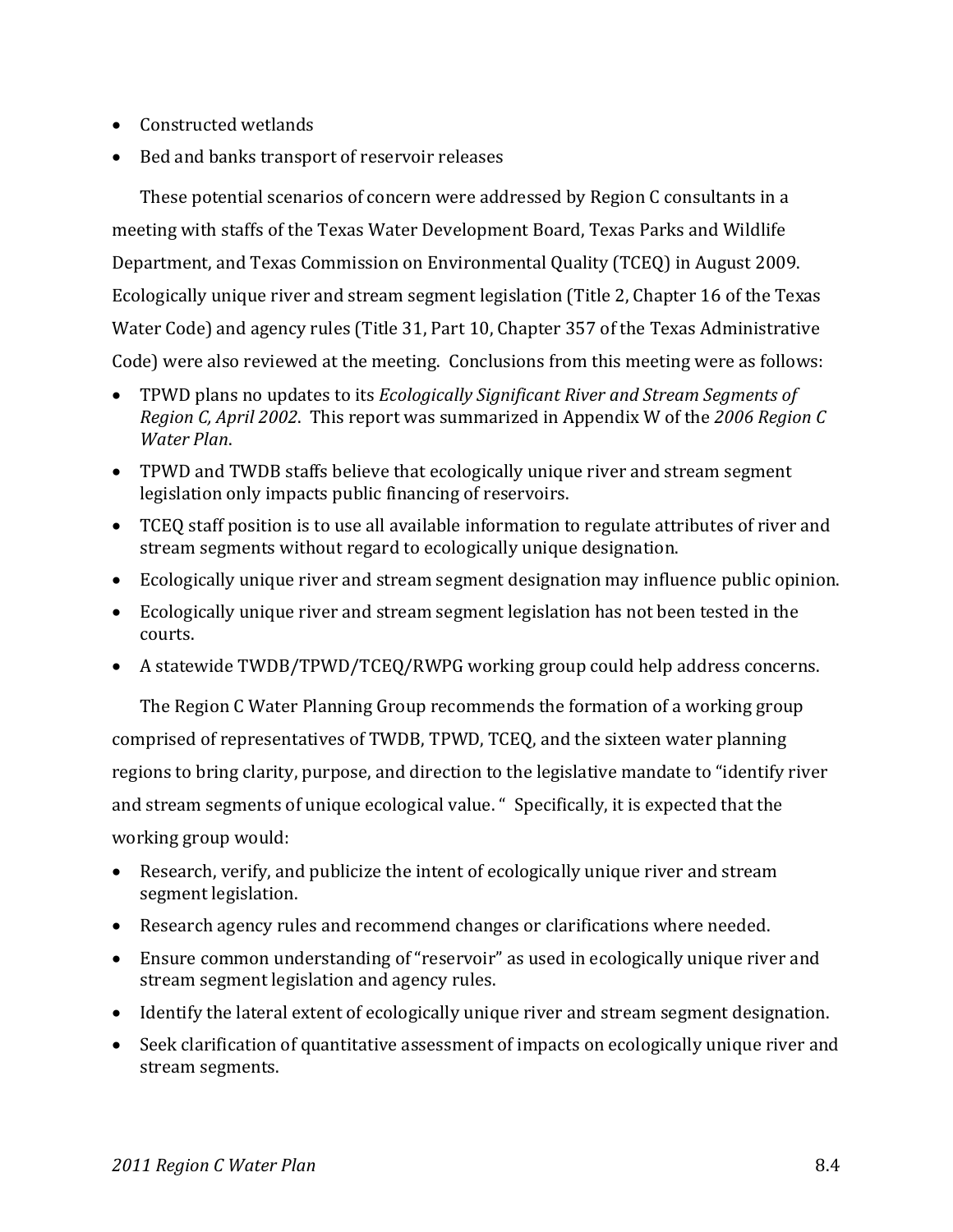- Constructed wetlands
- Bed and banks transport of reservoir releases

These potential scenarios of concern were addressed by Region C consultants in a meeting with staffs of the Texas Water Development Board, Texas Parks and Wildlife Department, and Texas Commission on Environmental Quality (TCEQ) in August 2009. Ecologically unique river and stream segment legislation (Title 2, Chapter 16 of the Texas Water Code) and agency rules (Title 31, Part 10, Chapter 357 of the Texas Administrative Code) were also reviewed at the meeting. Conclusions from this meeting were as follows:

- TPWD plans no updates to its *Ecologically Significant River and Stream Segments of Region C, April 2002*. This report was summarized in Appendix W of the *2006 Region C Water Plan*.
- TPWD and TWDB staffs believe that ecologically unique river and stream segment legislation only impacts public financing of reservoirs.
- TCEQ staff position is to use all available information to regulate attributes of river and stream segments without regard to ecologically unique designation.
- Ecologically unique river and stream segment designation may influence public opinion.
- Ecologically unique river and stream segment legislation has not been tested in the courts.
- A statewide TWDB/TPWD/TCEQ/RWPG working group could help address concerns.

The Region C Water Planning Group recommends the formation of a working group comprised of representatives of TWDB, TPWD, TCEQ, and the sixteen water planning regions to bring clarity, purpose, and direction to the legislative mandate to "identify river and stream segments of unique ecological value. " Specifically, it is expected that the working group would:

- Research, verify, and publicize the intent of ecologically unique river and stream segment legislation.
- Research agency rules and recommend changes or clarifications where needed.
- Ensure common understanding of "reservoir" as used in ecologically unique river and stream segment legislation and agency rules.
- Identify the lateral extent of ecologically unique river and stream segment designation.
- Seek clarification of quantitative assessment of impacts on ecologically unique river and stream segments.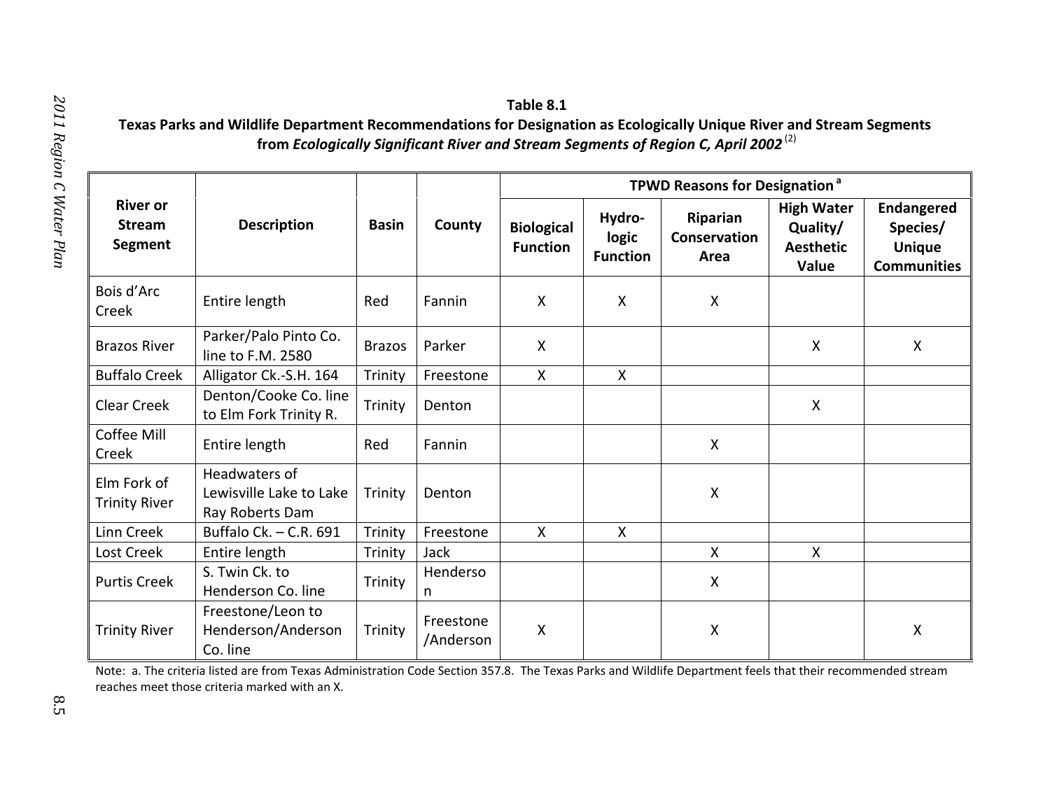**Table 8.1**

**Texas Parks and Wildlife Department Recommendations for Designation as Ecologically Unique River and Stream Segments from *Ecologically Significant River and Stream Segments of Region C, April 2002*** (2)

| River or Stream Segment | Description | Basin | County | TPWD Reasons for Designation [a] | | | | |
|---|---|---|---|---|---|---|---|---|
| | | | | Biological Function | Hydro-logic Function | Riparian Conservation Area | High Water Quality/ Aesthetic Value | Endangered Species/ Unique Communities |
| Bois d'Arc Creek | Entire length | Red | Fannin | X | X | X | | |
| Brazos River | Parker/Palo Pinto Co. line to F.M. 2580 | Brazos | Parker | X | | | X | X |
| Buffalo Creek | Alligator Ck.-S.H. 164 | Trinity | Freestone | X | X | | | |
| Clear Creek | Denton/Cooke Co. line to Elm Fork Trinity R. | Trinity | Denton | | | | X | |
| Coffee Mill Creek | Entire length | Red | Fannin | | | X | | |
| Elm Fork of Trinity River | Headwaters of Lewisville Lake to Lake Ray Roberts Dam | Trinity | Denton | | | X | | |
| Linn Creek | Buffalo Ck. – C.R. 691 | Trinity | Freestone | X | X | | | |
| Lost Creek | Entire length | Trinity | Jack | | | X | X | |
| Purtis Creek | S. Twin Ck. to Henderson Co. line | Trinity | Henderson | | | X | | |
| Trinity River | Freestone/Leon to Henderson/Anderson Co. line | Trinity | Freestone /Anderson | X | | X | | X |

Note: a. The criteria listed are from Texas Administration Code Section 357.8. The Texas Parks and Wildlife Department feels that their recommended stream reaches meet those criteria marked with an X.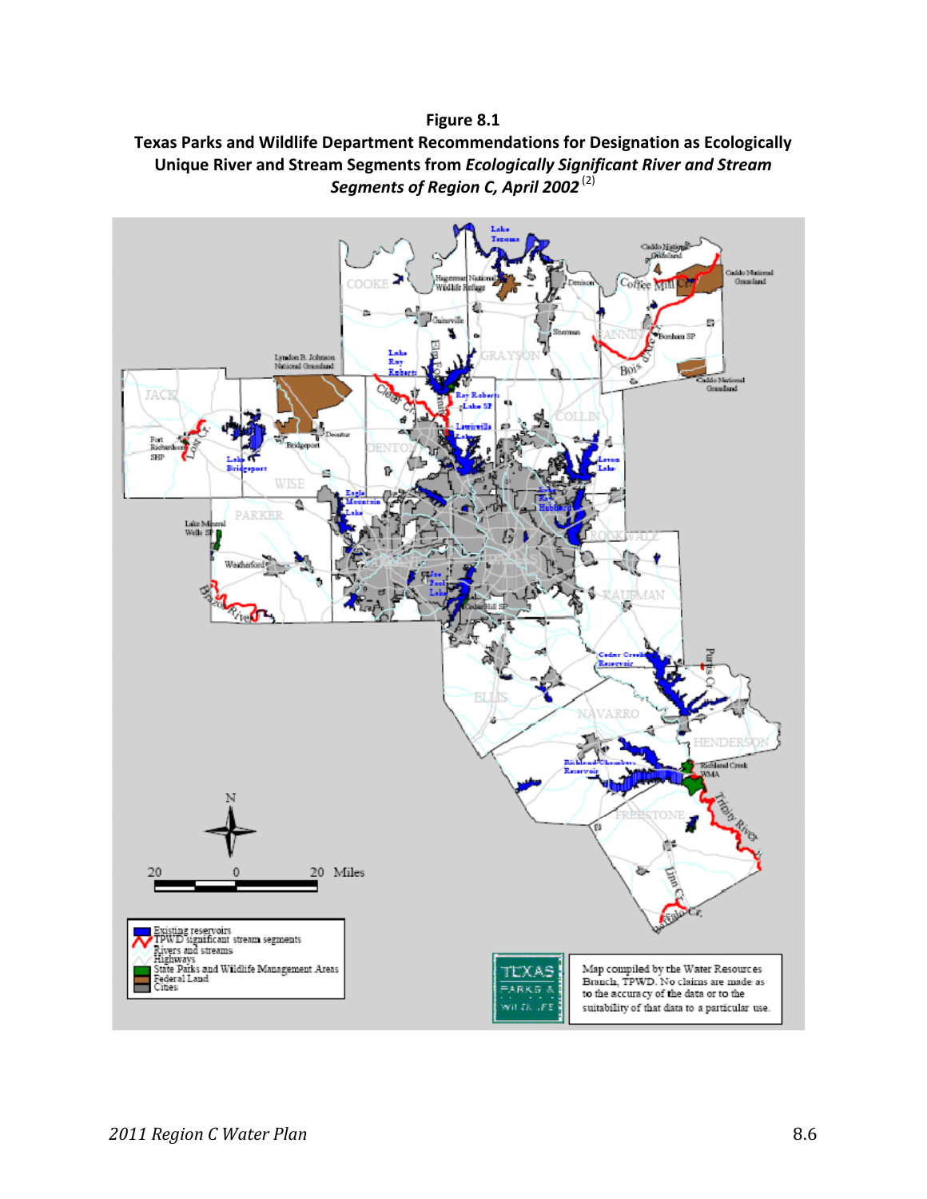**Figure 8.1**
**Texas Parks and Wildlife Department Recommendations for Designation as Ecologically Unique River and Stream Segments from *Ecologically Significant River and Stream Segments of Region C, April 2002*** (2)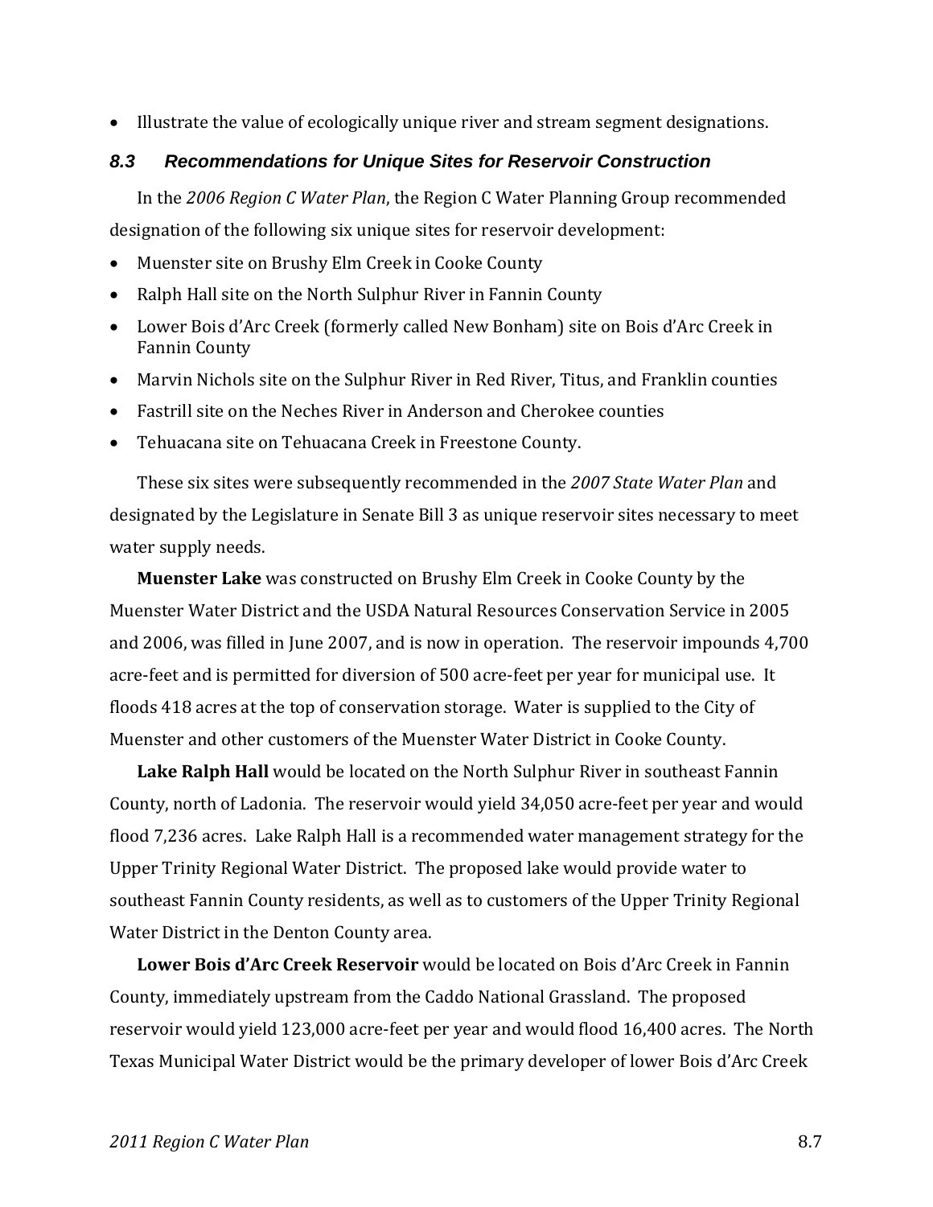- Illustrate the value of ecologically unique river and stream segment designations.

### *8.3 Recommendations for Unique Sites for Reservoir Construction*

In the *2006 Region C Water Plan*, the Region C Water Planning Group recommended designation of the following six unique sites for reservoir development:

- Muenster site on Brushy Elm Creek in Cooke County
- Ralph Hall site on the North Sulphur River in Fannin County
- Lower Bois d'Arc Creek (formerly called New Bonham) site on Bois d'Arc Creek in Fannin County
- Marvin Nichols site on the Sulphur River in Red River, Titus, and Franklin counties
- Fastrill site on the Neches River in Anderson and Cherokee counties
- Tehuacana site on Tehuacana Creek in Freestone County.

These six sites were subsequently recommended in the *2007 State Water Plan* and designated by the Legislature in Senate Bill 3 as unique reservoir sites necessary to meet water supply needs.

**Muenster Lake** was constructed on Brushy Elm Creek in Cooke County by the Muenster Water District and the USDA Natural Resources Conservation Service in 2005 and 2006, was filled in June 2007, and is now in operation. The reservoir impounds 4,700 acre-feet and is permitted for diversion of 500 acre-feet per year for municipal use. It floods 418 acres at the top of conservation storage. Water is supplied to the City of Muenster and other customers of the Muenster Water District in Cooke County.

**Lake Ralph Hall** would be located on the North Sulphur River in southeast Fannin County, north of Ladonia. The reservoir would yield 34,050 acre-feet per year and would flood 7,236 acres. Lake Ralph Hall is a recommended water management strategy for the Upper Trinity Regional Water District. The proposed lake would provide water to southeast Fannin County residents, as well as to customers of the Upper Trinity Regional Water District in the Denton County area.

**Lower Bois d'Arc Creek Reservoir** would be located on Bois d'Arc Creek in Fannin County, immediately upstream from the Caddo National Grassland. The proposed reservoir would yield 123,000 acre-feet per year and would flood 16,400 acres. The North Texas Municipal Water District would be the primary developer of lower Bois d'Arc Creek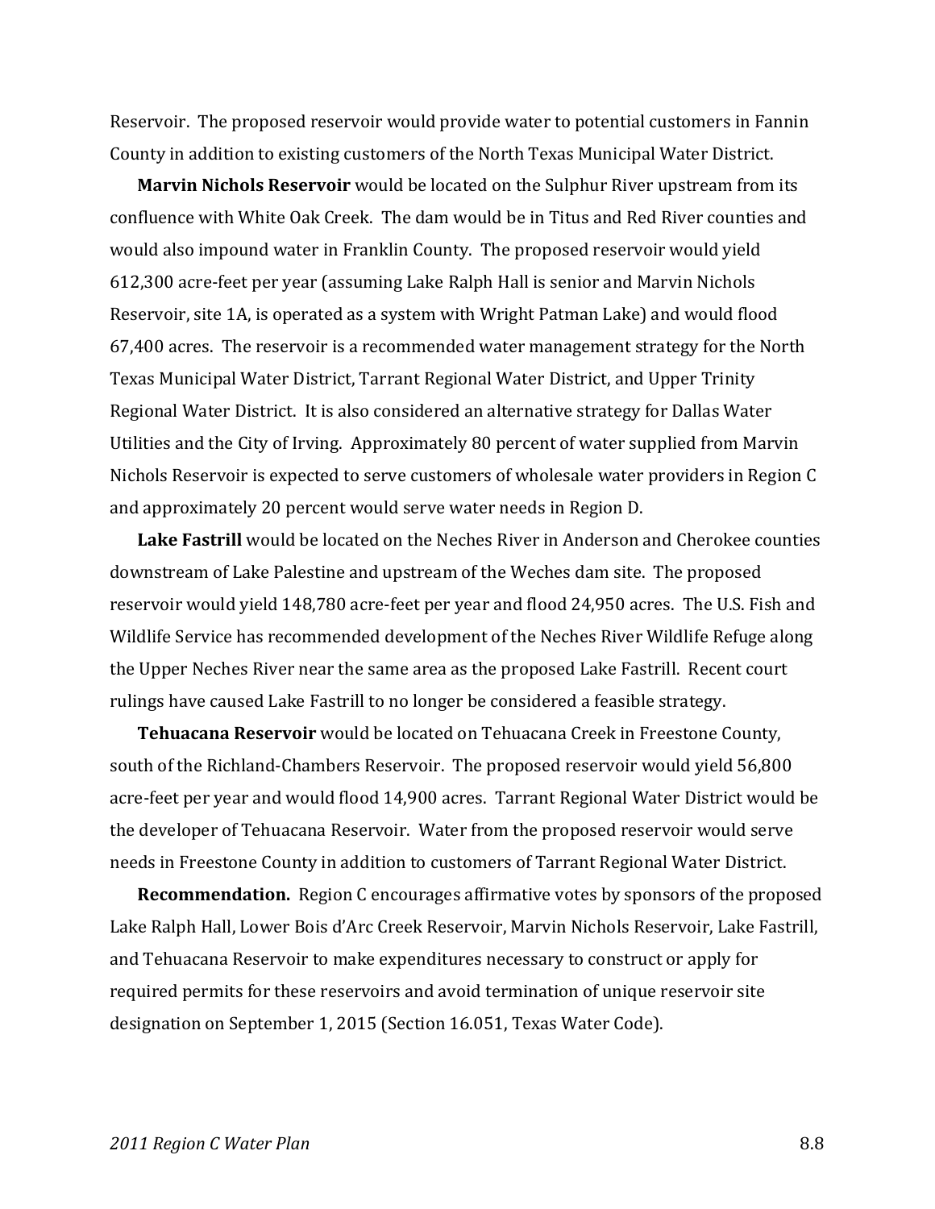Reservoir. The proposed reservoir would provide water to potential customers in Fannin County in addition to existing customers of the North Texas Municipal Water District.

**Marvin Nichols Reservoir** would be located on the Sulphur River upstream from its confluence with White Oak Creek. The dam would be in Titus and Red River counties and would also impound water in Franklin County. The proposed reservoir would yield 612,300 acre-feet per year (assuming Lake Ralph Hall is senior and Marvin Nichols Reservoir, site 1A, is operated as a system with Wright Patman Lake) and would flood 67,400 acres. The reservoir is a recommended water management strategy for the North Texas Municipal Water District, Tarrant Regional Water District, and Upper Trinity Regional Water District. It is also considered an alternative strategy for Dallas Water Utilities and the City of Irving. Approximately 80 percent of water supplied from Marvin Nichols Reservoir is expected to serve customers of wholesale water providers in Region C and approximately 20 percent would serve water needs in Region D.

**Lake Fastrill** would be located on the Neches River in Anderson and Cherokee counties downstream of Lake Palestine and upstream of the Weches dam site. The proposed reservoir would yield 148,780 acre-feet per year and flood 24,950 acres. The U.S. Fish and Wildlife Service has recommended development of the Neches River Wildlife Refuge along the Upper Neches River near the same area as the proposed Lake Fastrill. Recent court rulings have caused Lake Fastrill to no longer be considered a feasible strategy.

**Tehuacana Reservoir** would be located on Tehuacana Creek in Freestone County, south of the Richland-Chambers Reservoir. The proposed reservoir would yield 56,800 acre-feet per year and would flood 14,900 acres. Tarrant Regional Water District would be the developer of Tehuacana Reservoir. Water from the proposed reservoir would serve needs in Freestone County in addition to customers of Tarrant Regional Water District.

**Recommendation.** Region C encourages affirmative votes by sponsors of the proposed Lake Ralph Hall, Lower Bois d'Arc Creek Reservoir, Marvin Nichols Reservoir, Lake Fastrill, and Tehuacana Reservoir to make expenditures necessary to construct or apply for required permits for these reservoirs and avoid termination of unique reservoir site designation on September 1, 2015 (Section 16.051, Texas Water Code).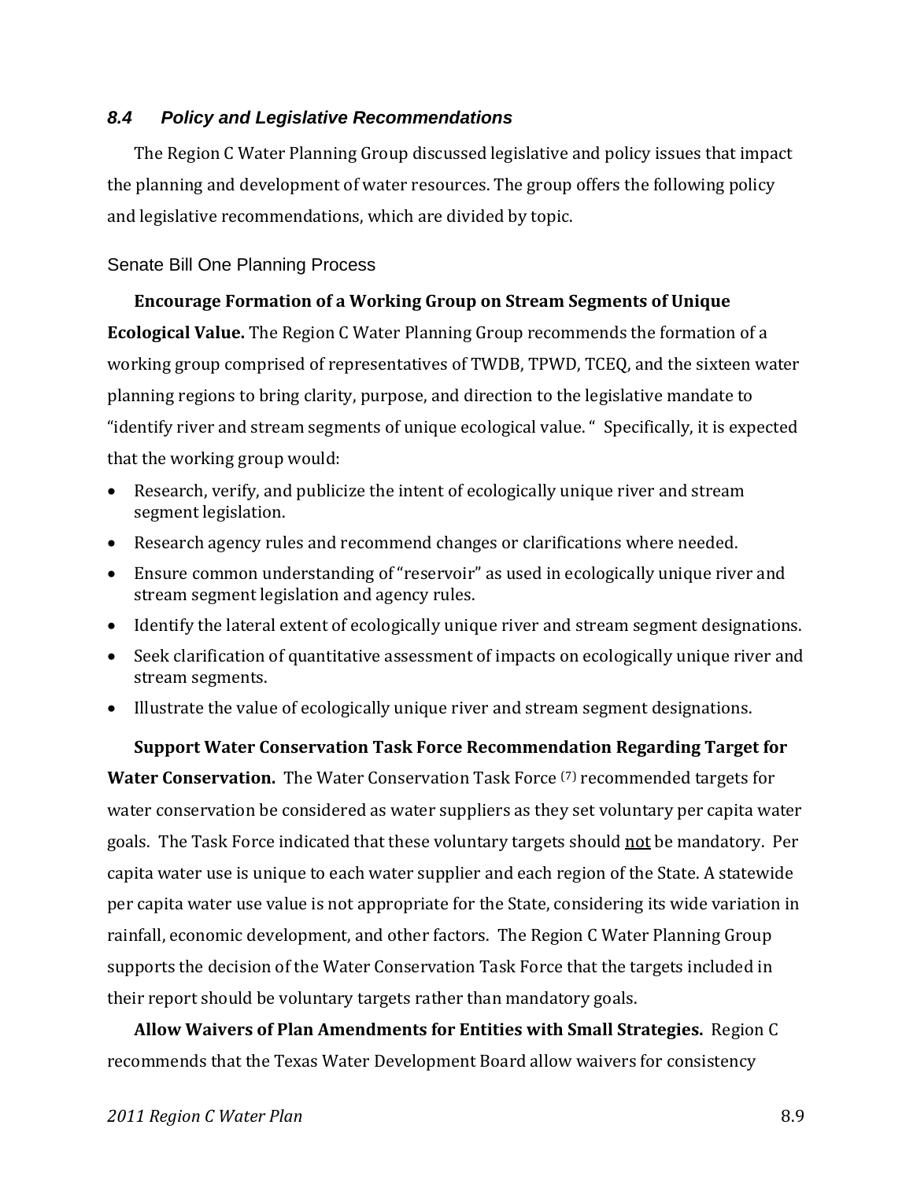### *8.4 Policy and Legislative Recommendations*

The Region C Water Planning Group discussed legislative and policy issues that impact the planning and development of water resources. The group offers the following policy and legislative recommendations, which are divided by topic.

#### Senate Bill One Planning Process

**Encourage Formation of a Working Group on Stream Segments of Unique Ecological Value.** The Region C Water Planning Group recommends the formation of a working group comprised of representatives of TWDB, TPWD, TCEQ, and the sixteen water planning regions to bring clarity, purpose, and direction to the legislative mandate to "identify river and stream segments of unique ecological value. " Specifically, it is expected that the working group would:

- Research, verify, and publicize the intent of ecologically unique river and stream segment legislation.
- Research agency rules and recommend changes or clarifications where needed.
- Ensure common understanding of "reservoir" as used in ecologically unique river and stream segment legislation and agency rules.
- Identify the lateral extent of ecologically unique river and stream segment designations.
- Seek clarification of quantitative assessment of impacts on ecologically unique river and stream segments.
- Illustrate the value of ecologically unique river and stream segment designations.

**Support Water Conservation Task Force Recommendation Regarding Target for Water Conservation.** The Water Conservation Task Force [7] recommended targets for water conservation be considered as water suppliers as they set voluntary per capita water goals. The Task Force indicated that these voluntary targets should <u>not</u> be mandatory. Per capita water use is unique to each water supplier and each region of the State. A statewide per capita water use value is not appropriate for the State, considering its wide variation in rainfall, economic development, and other factors. The Region C Water Planning Group supports the decision of the Water Conservation Task Force that the targets included in their report should be voluntary targets rather than mandatory goals.

**Allow Waivers of Plan Amendments for Entities with Small Strategies.** Region C recommends that the Texas Water Development Board allow waivers for consistency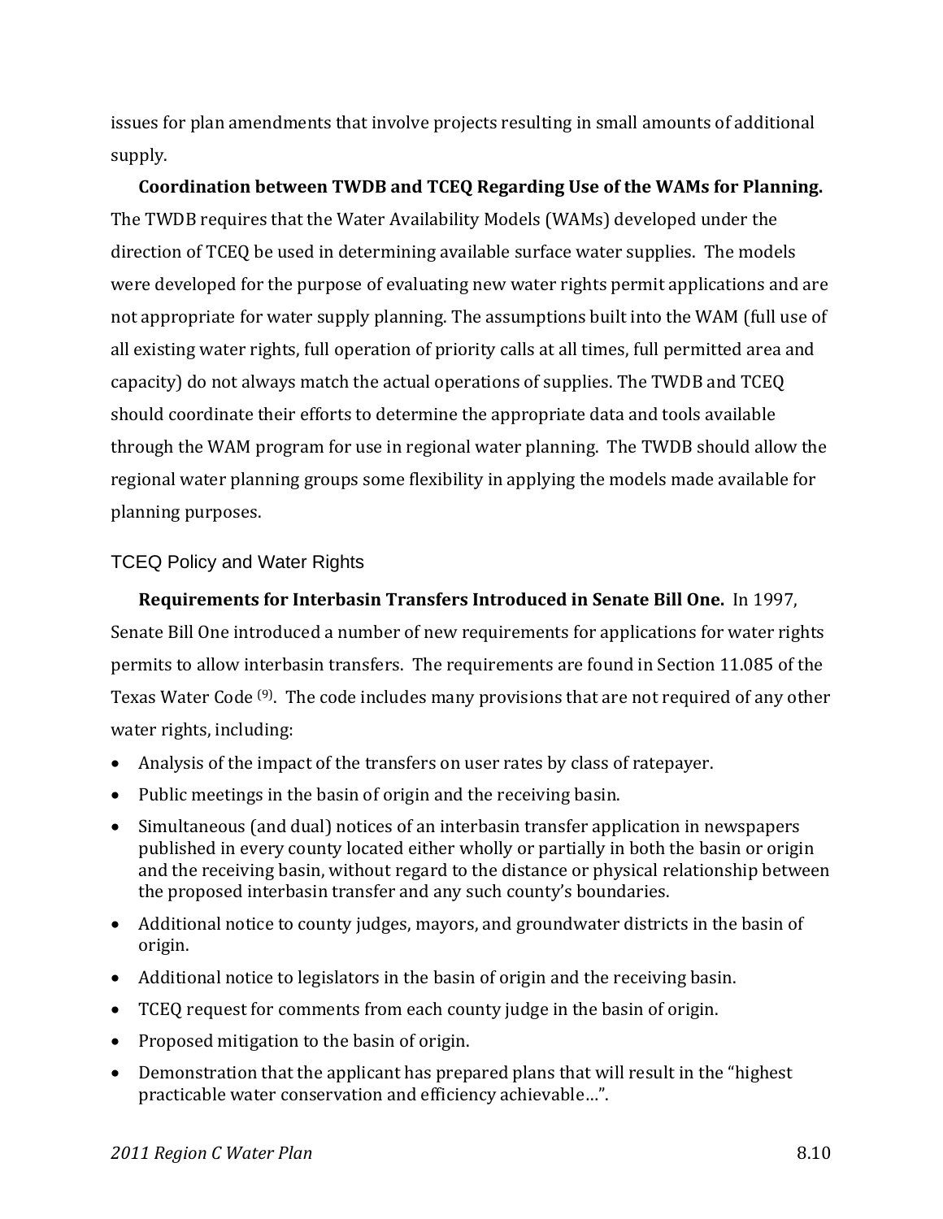issues for plan amendments that involve projects resulting in small amounts of additional supply.

**Coordination between TWDB and TCEQ Regarding Use of the WAMs for Planning.** The TWDB requires that the Water Availability Models (WAMs) developed under the direction of TCEQ be used in determining available surface water supplies. The models were developed for the purpose of evaluating new water rights permit applications and are not appropriate for water supply planning. The assumptions built into the WAM (full use of all existing water rights, full operation of priority calls at all times, full permitted area and capacity) do not always match the actual operations of supplies. The TWDB and TCEQ should coordinate their efforts to determine the appropriate data and tools available through the WAM program for use in regional water planning. The TWDB should allow the regional water planning groups some flexibility in applying the models made available for planning purposes.

## TCEQ Policy and Water Rights

**Requirements for Interbasin Transfers Introduced in Senate Bill One.** In 1997, Senate Bill One introduced a number of new requirements for applications for water rights permits to allow interbasin transfers. The requirements are found in Section 11.085 of the Texas Water Code [9]. The code includes many provisions that are not required of any other water rights, including:

- Analysis of the impact of the transfers on user rates by class of ratepayer.
- Public meetings in the basin of origin and the receiving basin.
- Simultaneous (and dual) notices of an interbasin transfer application in newspapers published in every county located either wholly or partially in both the basin or origin and the receiving basin, without regard to the distance or physical relationship between the proposed interbasin transfer and any such county's boundaries.
- Additional notice to county judges, mayors, and groundwater districts in the basin of origin.
- Additional notice to legislators in the basin of origin and the receiving basin.
- TCEQ request for comments from each county judge in the basin of origin.
- Proposed mitigation to the basin of origin.
- Demonstration that the applicant has prepared plans that will result in the "highest practicable water conservation and efficiency achievable…".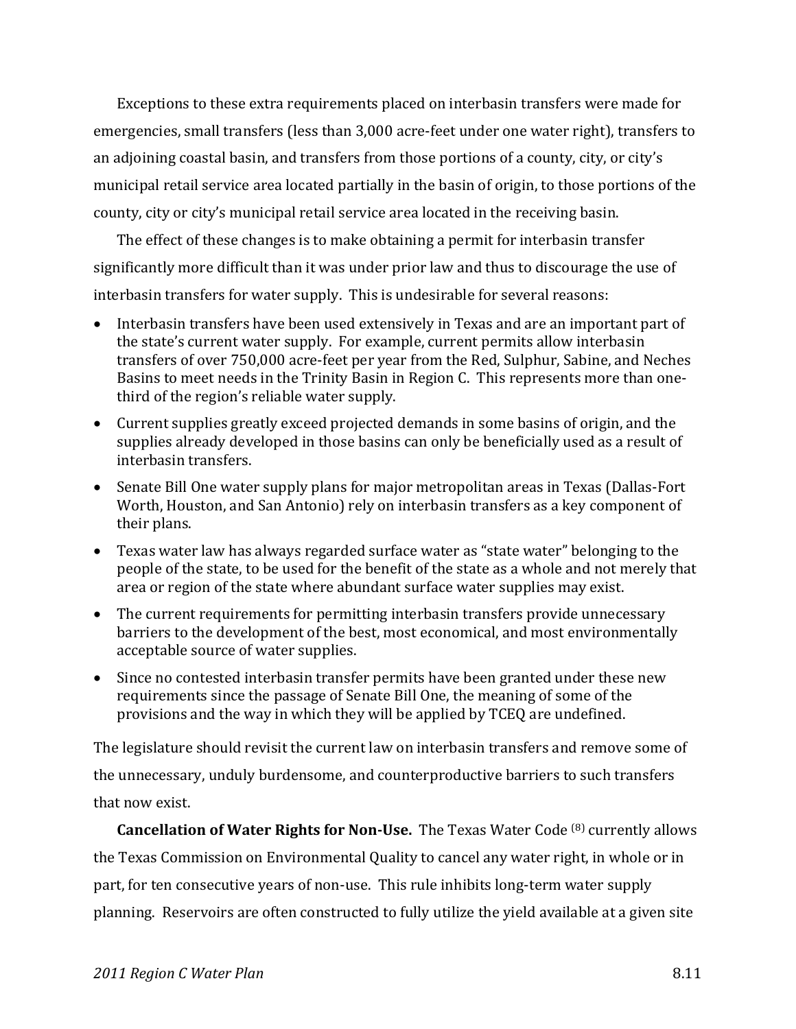Exceptions to these extra requirements placed on interbasin transfers were made for emergencies, small transfers (less than 3,000 acre-feet under one water right), transfers to an adjoining coastal basin, and transfers from those portions of a county, city, or city's municipal retail service area located partially in the basin of origin, to those portions of the county, city or city's municipal retail service area located in the receiving basin.

The effect of these changes is to make obtaining a permit for interbasin transfer significantly more difficult than it was under prior law and thus to discourage the use of interbasin transfers for water supply. This is undesirable for several reasons:

- Interbasin transfers have been used extensively in Texas and are an important part of the state's current water supply. For example, current permits allow interbasin transfers of over 750,000 acre-feet per year from the Red, Sulphur, Sabine, and Neches Basins to meet needs in the Trinity Basin in Region C. This represents more than one-third of the region's reliable water supply.
- Current supplies greatly exceed projected demands in some basins of origin, and the supplies already developed in those basins can only be beneficially used as a result of interbasin transfers.
- Senate Bill One water supply plans for major metropolitan areas in Texas (Dallas-Fort Worth, Houston, and San Antonio) rely on interbasin transfers as a key component of their plans.
- Texas water law has always regarded surface water as "state water" belonging to the people of the state, to be used for the benefit of the state as a whole and not merely that area or region of the state where abundant surface water supplies may exist.
- The current requirements for permitting interbasin transfers provide unnecessary barriers to the development of the best, most economical, and most environmentally acceptable source of water supplies.
- Since no contested interbasin transfer permits have been granted under these new requirements since the passage of Senate Bill One, the meaning of some of the provisions and the way in which they will be applied by TCEQ are undefined.

The legislature should revisit the current law on interbasin transfers and remove some of the unnecessary, unduly burdensome, and counterproductive barriers to such transfers that now exist.

**Cancellation of Water Rights for Non-Use.** The Texas Water Code [8] currently allows the Texas Commission on Environmental Quality to cancel any water right, in whole or in part, for ten consecutive years of non-use. This rule inhibits long-term water supply planning. Reservoirs are often constructed to fully utilize the yield available at a given site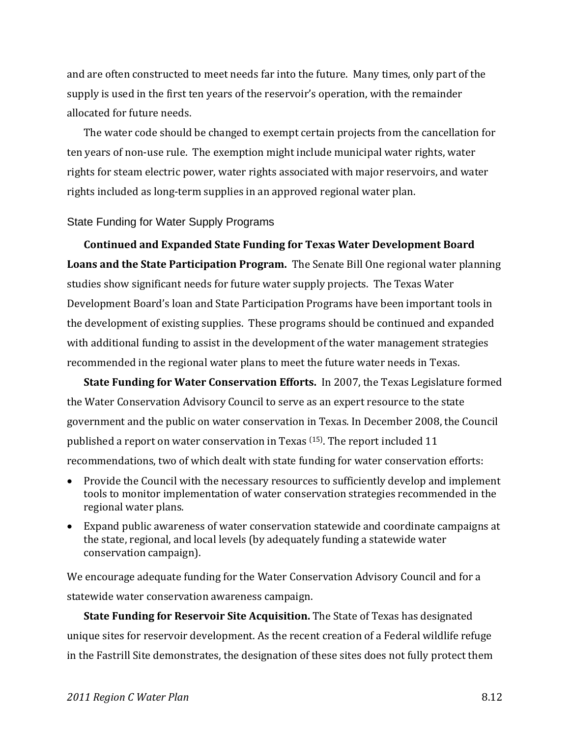and are often constructed to meet needs far into the future. Many times, only part of the supply is used in the first ten years of the reservoir's operation, with the remainder allocated for future needs.

The water code should be changed to exempt certain projects from the cancellation for ten years of non-use rule. The exemption might include municipal water rights, water rights for steam electric power, water rights associated with major reservoirs, and water rights included as long-term supplies in an approved regional water plan.

### State Funding for Water Supply Programs

**Continued and Expanded State Funding for Texas Water Development Board Loans and the State Participation Program.** The Senate Bill One regional water planning studies show significant needs for future water supply projects. The Texas Water Development Board's loan and State Participation Programs have been important tools in the development of existing supplies. These programs should be continued and expanded with additional funding to assist in the development of the water management strategies recommended in the regional water plans to meet the future water needs in Texas.

**State Funding for Water Conservation Efforts.** In 2007, the Texas Legislature formed the Water Conservation Advisory Council to serve as an expert resource to the state government and the public on water conservation in Texas. In December 2008, the Council published a report on water conservation in Texas [15]. The report included 11 recommendations, two of which dealt with state funding for water conservation efforts:

- Provide the Council with the necessary resources to sufficiently develop and implement tools to monitor implementation of water conservation strategies recommended in the regional water plans.
- Expand public awareness of water conservation statewide and coordinate campaigns at the state, regional, and local levels (by adequately funding a statewide water conservation campaign).

We encourage adequate funding for the Water Conservation Advisory Council and for a statewide water conservation awareness campaign.

**State Funding for Reservoir Site Acquisition.** The State of Texas has designated unique sites for reservoir development. As the recent creation of a Federal wildlife refuge in the Fastrill Site demonstrates, the designation of these sites does not fully protect them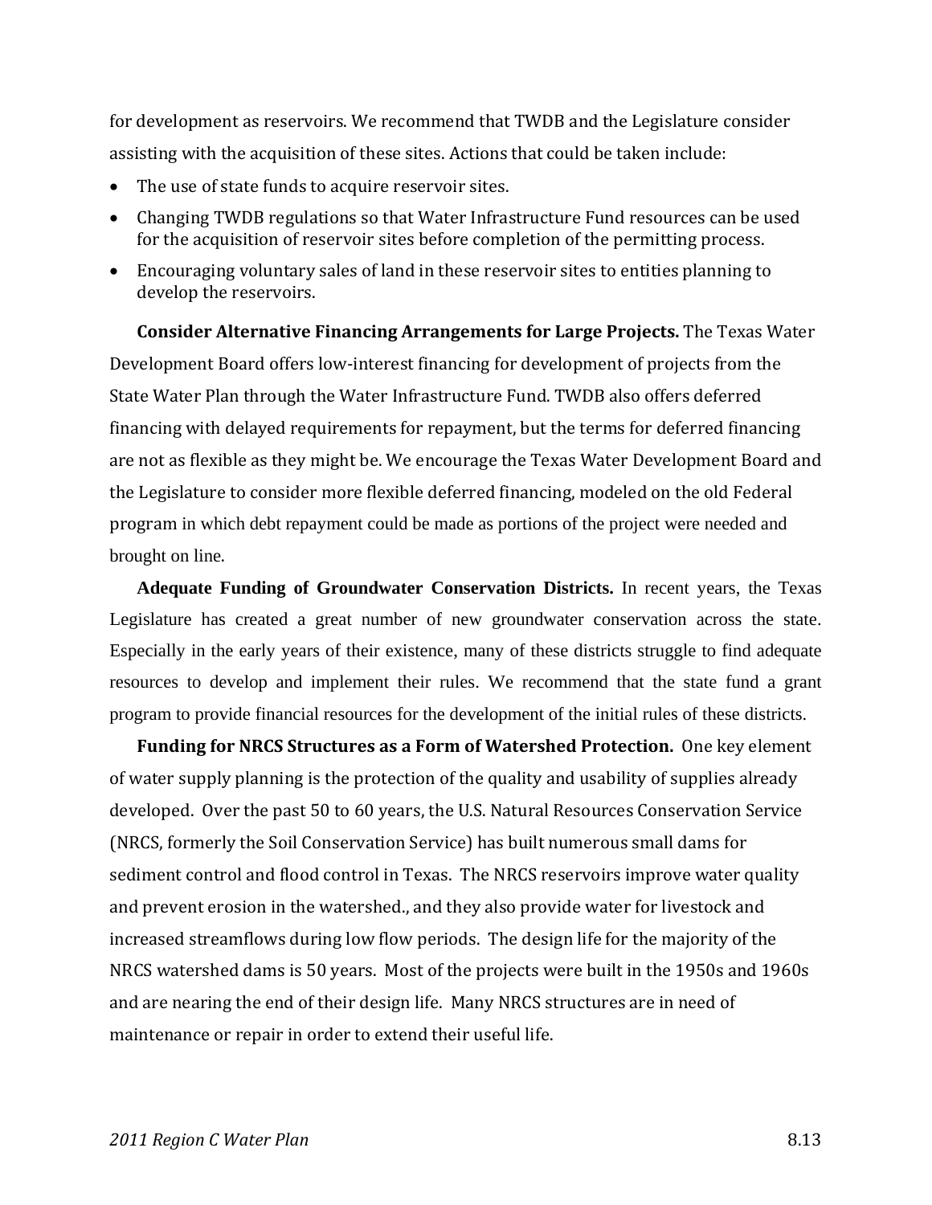for development as reservoirs. We recommend that TWDB and the Legislature consider assisting with the acquisition of these sites. Actions that could be taken include:

- The use of state funds to acquire reservoir sites.
- Changing TWDB regulations so that Water Infrastructure Fund resources can be used for the acquisition of reservoir sites before completion of the permitting process.
- Encouraging voluntary sales of land in these reservoir sites to entities planning to develop the reservoirs.

**Consider Alternative Financing Arrangements for Large Projects.** The Texas Water Development Board offers low-interest financing for development of projects from the State Water Plan through the Water Infrastructure Fund. TWDB also offers deferred financing with delayed requirements for repayment, but the terms for deferred financing are not as flexible as they might be. We encourage the Texas Water Development Board and the Legislature to consider more flexible deferred financing, modeled on the old Federal program in which debt repayment could be made as portions of the project were needed and brought on line.

**Adequate Funding of Groundwater Conservation Districts.** In recent years, the Texas Legislature has created a great number of new groundwater conservation across the state. Especially in the early years of their existence, many of these districts struggle to find adequate resources to develop and implement their rules. We recommend that the state fund a grant program to provide financial resources for the development of the initial rules of these districts.

**Funding for NRCS Structures as a Form of Watershed Protection.** One key element of water supply planning is the protection of the quality and usability of supplies already developed. Over the past 50 to 60 years, the U.S. Natural Resources Conservation Service (NRCS, formerly the Soil Conservation Service) has built numerous small dams for sediment control and flood control in Texas. The NRCS reservoirs improve water quality and prevent erosion in the watershed., and they also provide water for livestock and increased streamflows during low flow periods. The design life for the majority of the NRCS watershed dams is 50 years. Most of the projects were built in the 1950s and 1960s and are nearing the end of their design life. Many NRCS structures are in need of maintenance or repair in order to extend their useful life.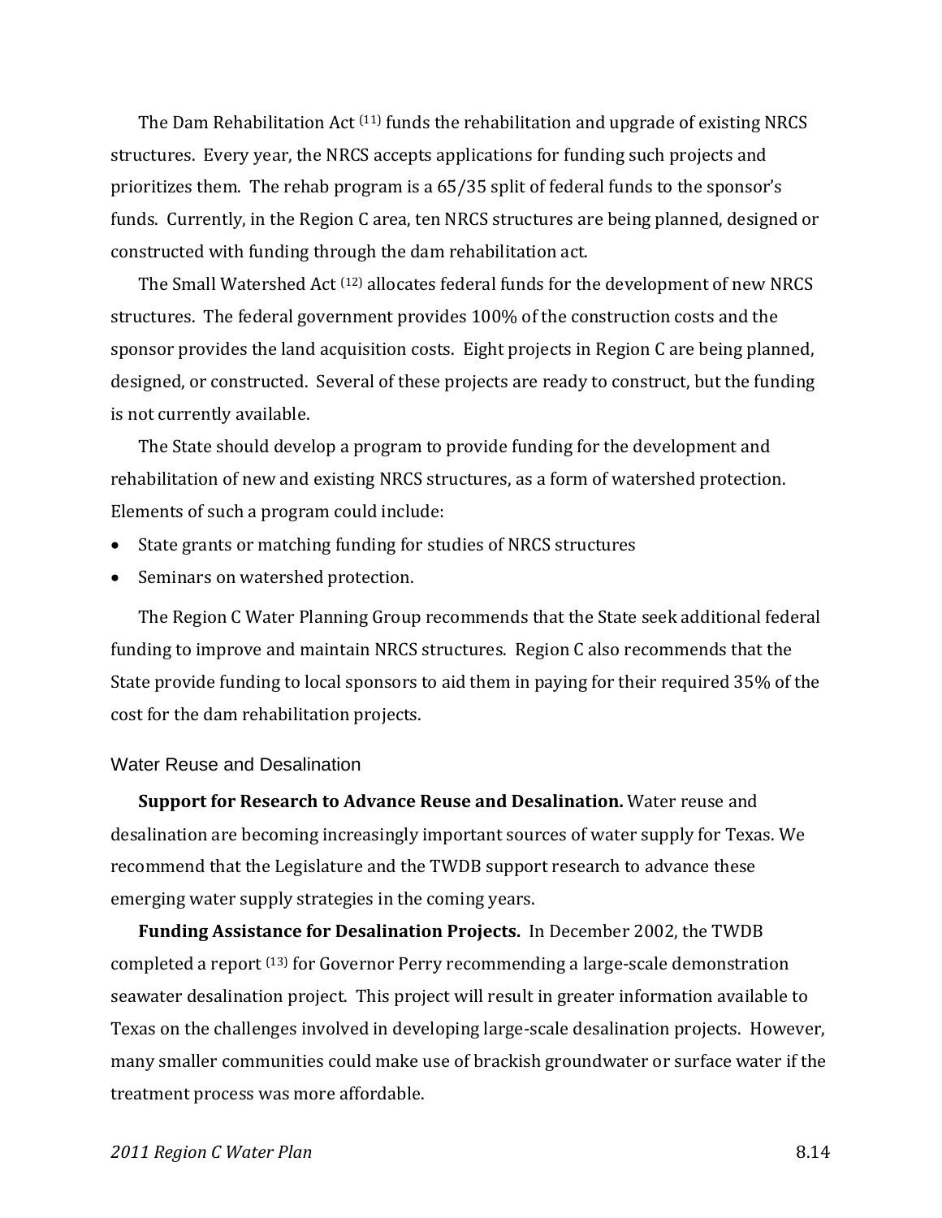The Dam Rehabilitation Act [11] funds the rehabilitation and upgrade of existing NRCS structures. Every year, the NRCS accepts applications for funding such projects and prioritizes them. The rehab program is a 65/35 split of federal funds to the sponsor's funds. Currently, in the Region C area, ten NRCS structures are being planned, designed or constructed with funding through the dam rehabilitation act.

The Small Watershed Act [12] allocates federal funds for the development of new NRCS structures. The federal government provides 100% of the construction costs and the sponsor provides the land acquisition costs. Eight projects in Region C are being planned, designed, or constructed. Several of these projects are ready to construct, but the funding is not currently available.

The State should develop a program to provide funding for the development and rehabilitation of new and existing NRCS structures, as a form of watershed protection. Elements of such a program could include:

- State grants or matching funding for studies of NRCS structures
- Seminars on watershed protection.

The Region C Water Planning Group recommends that the State seek additional federal funding to improve and maintain NRCS structures. Region C also recommends that the State provide funding to local sponsors to aid them in paying for their required 35% of the cost for the dam rehabilitation projects.

### Water Reuse and Desalination

**Support for Research to Advance Reuse and Desalination.** Water reuse and desalination are becoming increasingly important sources of water supply for Texas. We recommend that the Legislature and the TWDB support research to advance these emerging water supply strategies in the coming years.

**Funding Assistance for Desalination Projects.** In December 2002, the TWDB completed a report [13] for Governor Perry recommending a large-scale demonstration seawater desalination project. This project will result in greater information available to Texas on the challenges involved in developing large-scale desalination projects. However, many smaller communities could make use of brackish groundwater or surface water if the treatment process was more affordable.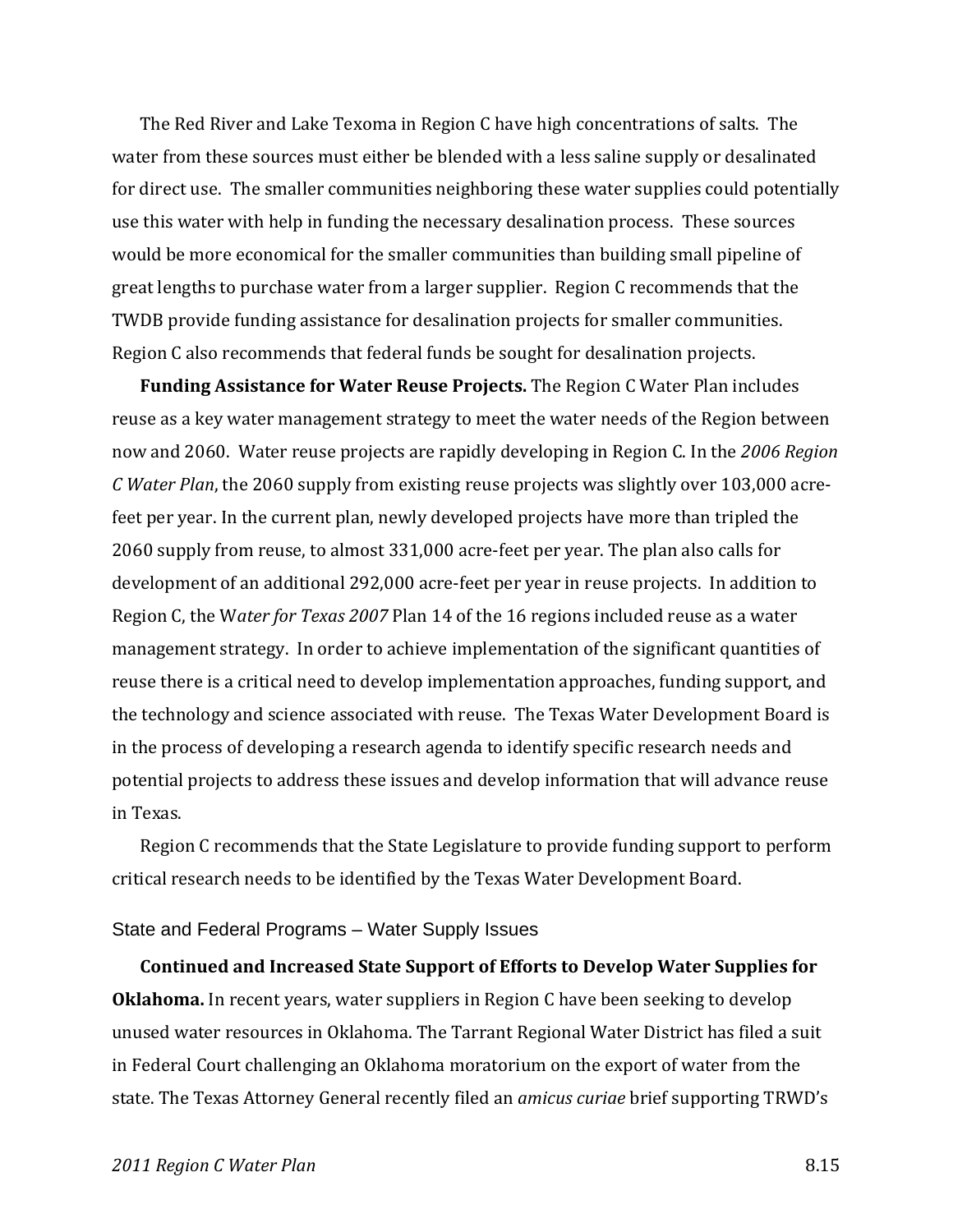The Red River and Lake Texoma in Region C have high concentrations of salts. The water from these sources must either be blended with a less saline supply or desalinated for direct use. The smaller communities neighboring these water supplies could potentially use this water with help in funding the necessary desalination process. These sources would be more economical for the smaller communities than building small pipeline of great lengths to purchase water from a larger supplier. Region C recommends that the TWDB provide funding assistance for desalination projects for smaller communities. Region C also recommends that federal funds be sought for desalination projects.

**Funding Assistance for Water Reuse Projects.** The Region C Water Plan includes reuse as a key water management strategy to meet the water needs of the Region between now and 2060. Water reuse projects are rapidly developing in Region C. In the *2006 Region C Water Plan*, the 2060 supply from existing reuse projects was slightly over 103,000 acre-feet per year. In the current plan, newly developed projects have more than tripled the 2060 supply from reuse, to almost 331,000 acre-feet per year. The plan also calls for development of an additional 292,000 acre-feet per year in reuse projects. In addition to Region C, the W*ater for Texas 2007* Plan 14 of the 16 regions included reuse as a water management strategy. In order to achieve implementation of the significant quantities of reuse there is a critical need to develop implementation approaches, funding support, and the technology and science associated with reuse. The Texas Water Development Board is in the process of developing a research agenda to identify specific research needs and potential projects to address these issues and develop information that will advance reuse in Texas.

Region C recommends that the State Legislature to provide funding support to perform critical research needs to be identified by the Texas Water Development Board.

### State and Federal Programs – Water Supply Issues

**Continued and Increased State Support of Efforts to Develop Water Supplies for Oklahoma.** In recent years, water suppliers in Region C have been seeking to develop unused water resources in Oklahoma. The Tarrant Regional Water District has filed a suit in Federal Court challenging an Oklahoma moratorium on the export of water from the state. The Texas Attorney General recently filed an *amicus curiae* brief supporting TRWD's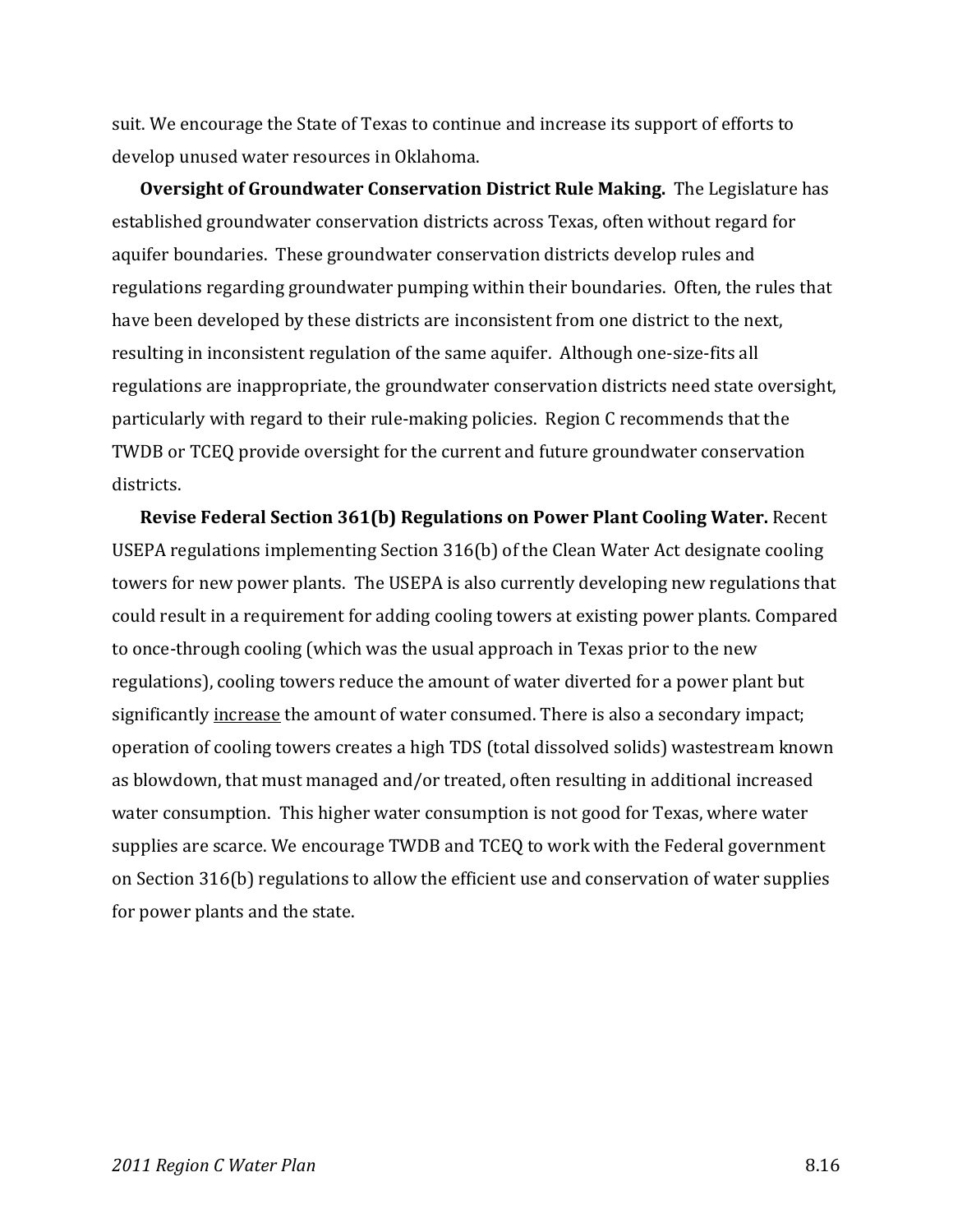suit. We encourage the State of Texas to continue and increase its support of efforts to develop unused water resources in Oklahoma.

**Oversight of Groundwater Conservation District Rule Making.** The Legislature has established groundwater conservation districts across Texas, often without regard for aquifer boundaries. These groundwater conservation districts develop rules and regulations regarding groundwater pumping within their boundaries. Often, the rules that have been developed by these districts are inconsistent from one district to the next, resulting in inconsistent regulation of the same aquifer. Although one-size-fits all regulations are inappropriate, the groundwater conservation districts need state oversight, particularly with regard to their rule-making policies. Region C recommends that the TWDB or TCEQ provide oversight for the current and future groundwater conservation districts.

**Revise Federal Section 361(b) Regulations on Power Plant Cooling Water.** Recent USEPA regulations implementing Section 316(b) of the Clean Water Act designate cooling towers for new power plants. The USEPA is also currently developing new regulations that could result in a requirement for adding cooling towers at existing power plants. Compared to once-through cooling (which was the usual approach in Texas prior to the new regulations), cooling towers reduce the amount of water diverted for a power plant but significantly <u>increase</u> the amount of water consumed. There is also a secondary impact; operation of cooling towers creates a high TDS (total dissolved solids) wastestream known as blowdown, that must managed and/or treated, often resulting in additional increased water consumption. This higher water consumption is not good for Texas, where water supplies are scarce. We encourage TWDB and TCEQ to work with the Federal government on Section 316(b) regulations to allow the efficient use and conservation of water supplies for power plants and the state.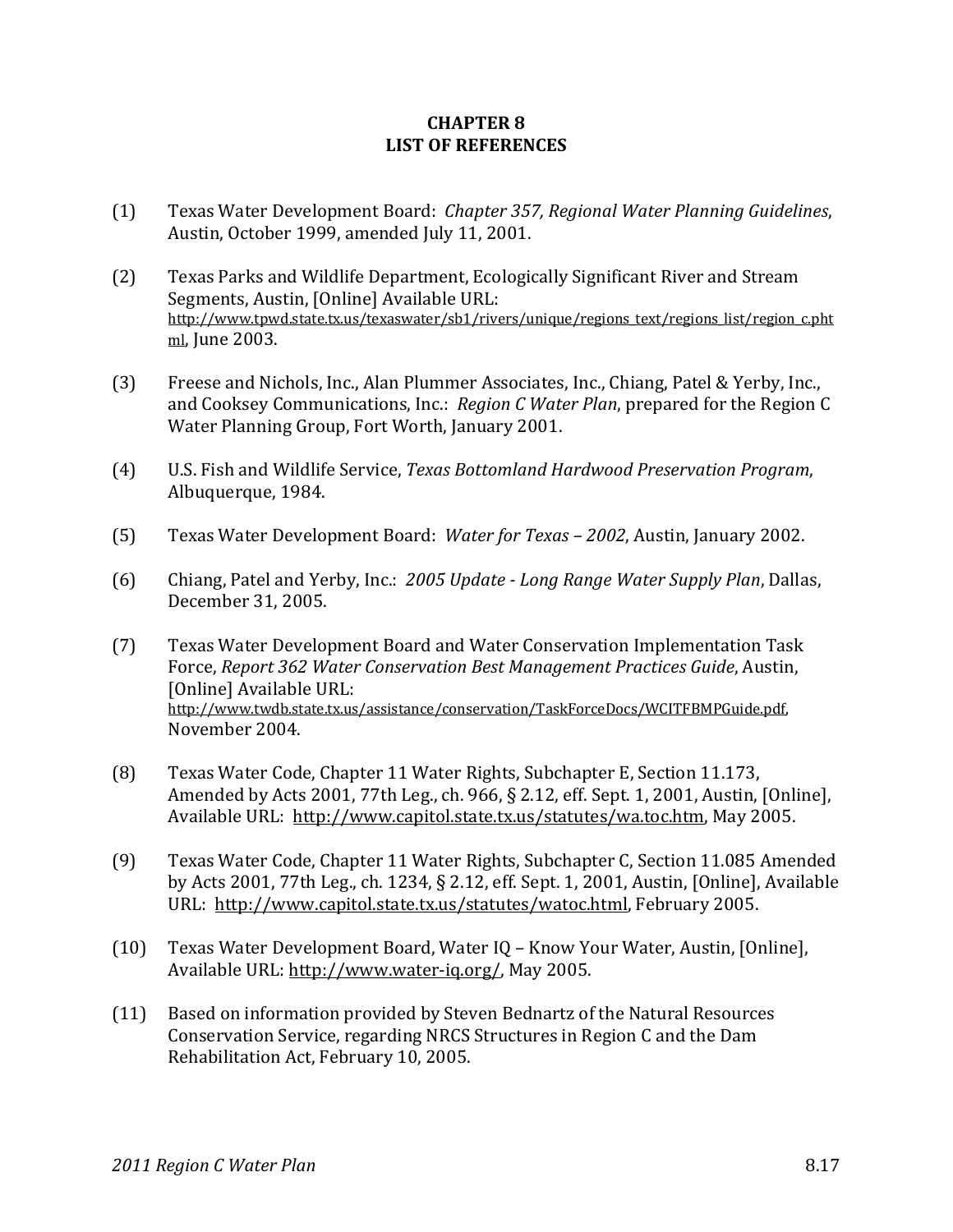# CHAPTER 8
# LIST OF REFERENCES

(1) Texas Water Development Board: *Chapter 357, Regional Water Planning Guidelines*, Austin, October 1999, amended July 11, 2001.

(2) Texas Parks and Wildlife Department, Ecologically Significant River and Stream Segments, Austin, [Online] Available URL: http://www.tpwd.state.tx.us/texaswater/sb1/rivers/unique/regions_text/regions_list/region_c.phtml, June 2003.

(3) Freese and Nichols, Inc., Alan Plummer Associates, Inc., Chiang, Patel & Yerby, Inc., and Cooksey Communications, Inc.: *Region C Water Plan*, prepared for the Region C Water Planning Group, Fort Worth, January 2001.

(4) U.S. Fish and Wildlife Service, *Texas Bottomland Hardwood Preservation Program*, Albuquerque, 1984.

(5) Texas Water Development Board: *Water for Texas – 2002*, Austin, January 2002.

(6) Chiang, Patel and Yerby, Inc.: *2005 Update - Long Range Water Supply Plan*, Dallas, December 31, 2005.

(7) Texas Water Development Board and Water Conservation Implementation Task Force, *Report 362 Water Conservation Best Management Practices Guide*, Austin, [Online] Available URL: http://www.twdb.state.tx.us/assistance/conservation/TaskForceDocs/WCITFBMPGuide.pdf, November 2004.

(8) Texas Water Code, Chapter 11 Water Rights, Subchapter E, Section 11.173, Amended by Acts 2001, 77th Leg., ch. 966, § 2.12, eff. Sept. 1, 2001, Austin, [Online], Available URL: http://www.capitol.state.tx.us/statutes/wa.toc.htm, May 2005.

(9) Texas Water Code, Chapter 11 Water Rights, Subchapter C, Section 11.085 Amended by Acts 2001, 77th Leg., ch. 1234, § 2.12, eff. Sept. 1, 2001, Austin, [Online], Available URL: http://www.capitol.state.tx.us/statutes/watoc.html, February 2005.

(10) Texas Water Development Board, Water IQ – Know Your Water, Austin, [Online], Available URL: http://www.water-iq.org/, May 2005.

(11) Based on information provided by Steven Bednartz of the Natural Resources Conservation Service, regarding NRCS Structures in Region C and the Dam Rehabilitation Act, February 10, 2005.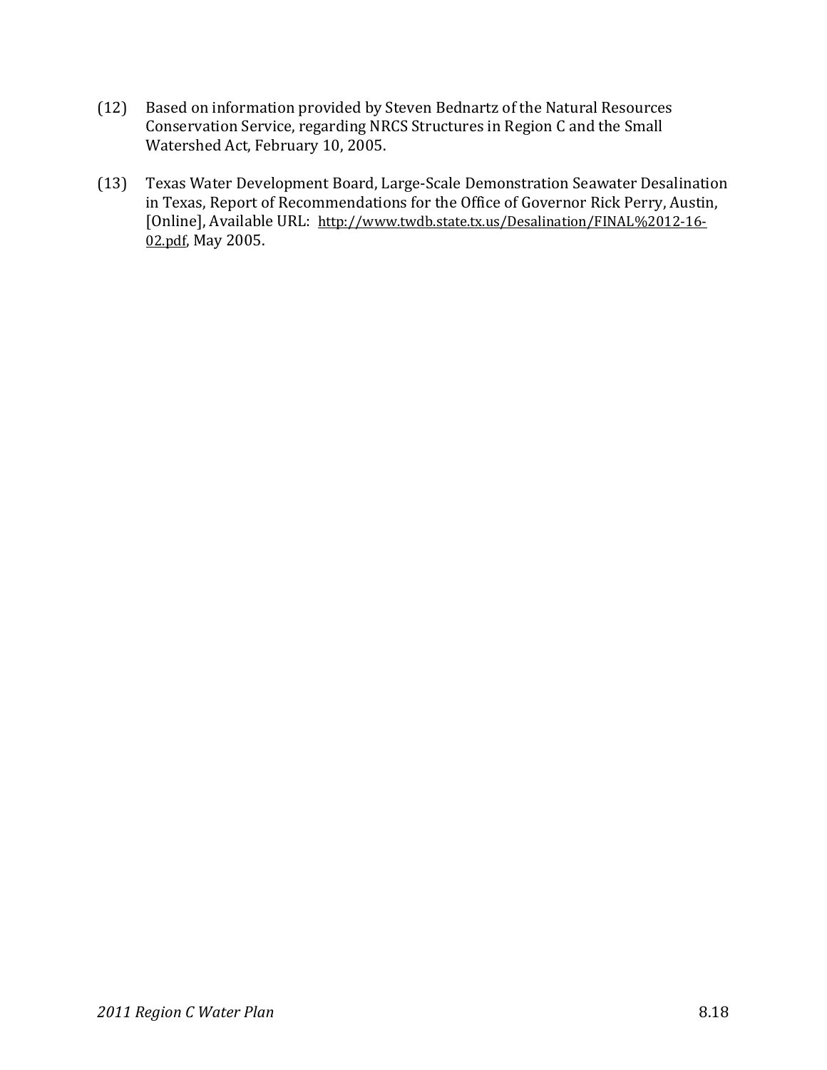(12) Based on information provided by Steven Bednartz of the Natural Resources Conservation Service, regarding NRCS Structures in Region C and the Small Watershed Act, February 10, 2005.

(13) Texas Water Development Board, Large-Scale Demonstration Seawater Desalination in Texas, Report of Recommendations for the Office of Governor Rick Perry, Austin, [Online], Available URL: http://www.twdb.state.tx.us/Desalination/FINAL%2012-16-02.pdf, May 2005.